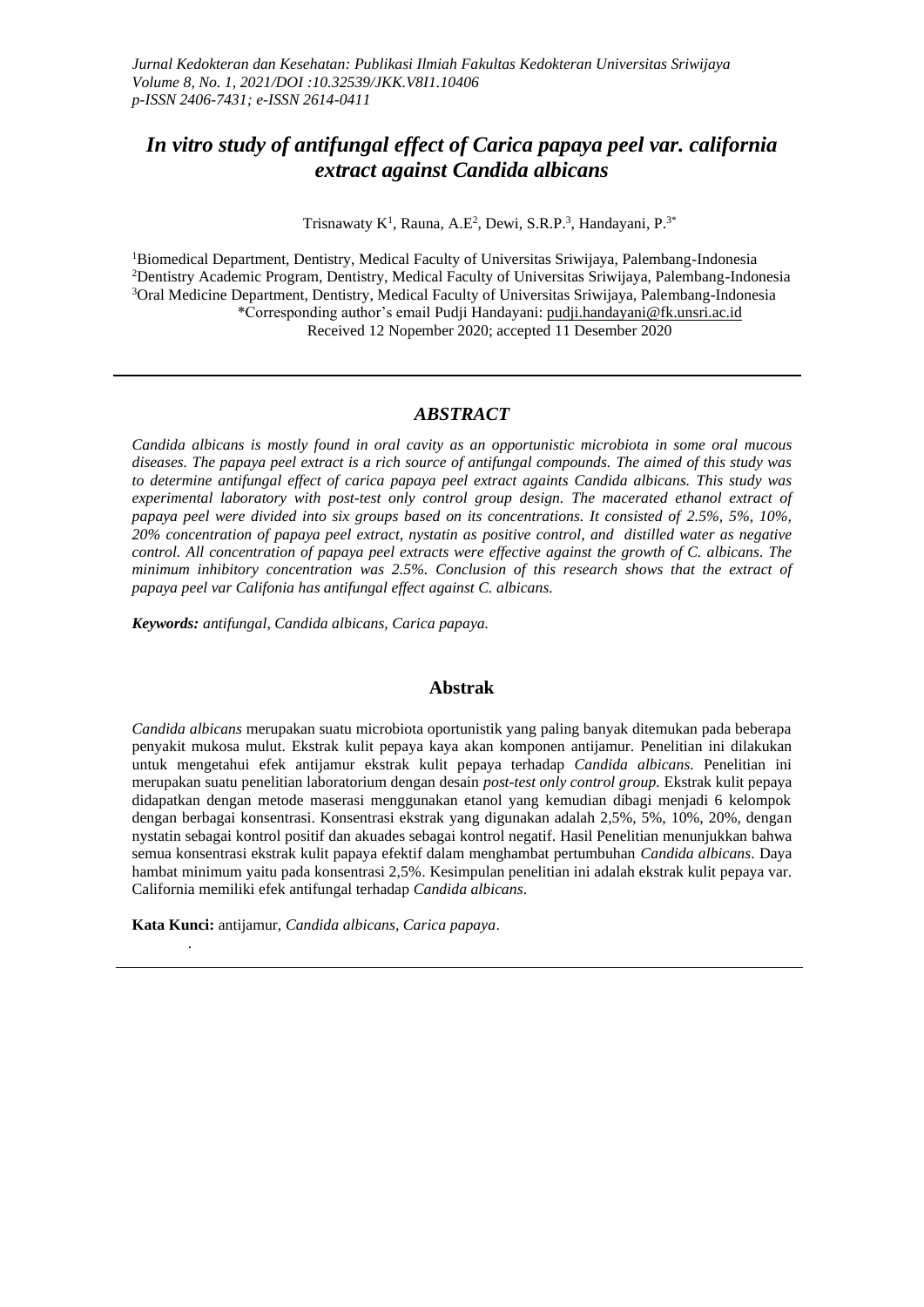# In vitro study of antifungal effect of Carica papaya peel var. california extract against Candida albicans

Trisnawaty K[1], Rauna, A.E[2], Dewi, S.R.P.[3], Handayani, P.[3*]

[1]Biomedical Department, Dentistry, Medical Faculty of Universitas Sriwijaya, Palembang-Indonesia
[2]Dentistry Academic Program, Dentistry, Medical Faculty of Universitas Sriwijaya, Palembang-Indonesia
[3]Oral Medicine Department, Dentistry, Medical Faculty of Universitas Sriwijaya, Palembang-Indonesia
*Corresponding author's email Pudji Handayani: pudji.handayani@fk.unsri.ac.id
Received 12 Nopember 2020; accepted 11 Desember 2020

## *ABSTRACT*

*Candida albicans is mostly found in oral cavity as an opportunistic microbiota in some oral mucous diseases. The papaya peel extract is a rich source of antifungal compounds. The aimed of this study was to determine antifungal effect of carica papaya peel extract againts Candida albicans. This study was experimental laboratory with post-test only control group design. The macerated ethanol extract of papaya peel were divided into six groups based on its concentrations. It consisted of 2.5%, 5%, 10%, 20% concentration of papaya peel extract, nystatin as positive control, and distilled water as negative control. All concentration of papaya peel extracts were effective against the growth of C. albicans. The minimum inhibitory concentration was 2.5%. Conclusion of this research shows that the extract of papaya peel var Califonia has antifungal effect against C. albicans.*

***Keywords:*** *antifungal, Candida albicans, Carica papaya.*

## Abstrak

*Candida albicans* merupakan suatu microbiota oportunistik yang paling banyak ditemukan pada beberapa penyakit mukosa mulut. Ekstrak kulit pepaya kaya akan komponen antijamur. Penelitian ini dilakukan untuk mengetahui efek antijamur ekstrak kulit pepaya terhadap *Candida albicans*. Penelitian ini merupakan suatu penelitian laboratorium dengan desain *post-test only control group.* Ekstrak kulit pepaya didapatkan dengan metode maserasi menggunakan etanol yang kemudian dibagi menjadi 6 kelompok dengan berbagai konsentrasi. Konsentrasi ekstrak yang digunakan adalah 2,5%, 5%, 10%, 20%, dengan nystatin sebagai kontrol positif dan akuades sebagai kontrol negatif. Hasil Penelitian menunjukkan bahwa semua konsentrasi ekstrak kulit papaya efektif dalam menghambat pertumbuhan *Candida albicans*. Daya hambat minimum yaitu pada konsentrasi 2,5%. Kesimpulan penelitian ini adalah ekstrak kulit pepaya var. California memiliki efek antifungal terhadap *Candida albicans*.

**Kata Kunci:** antijamur, *Candida albicans, Carica papaya*.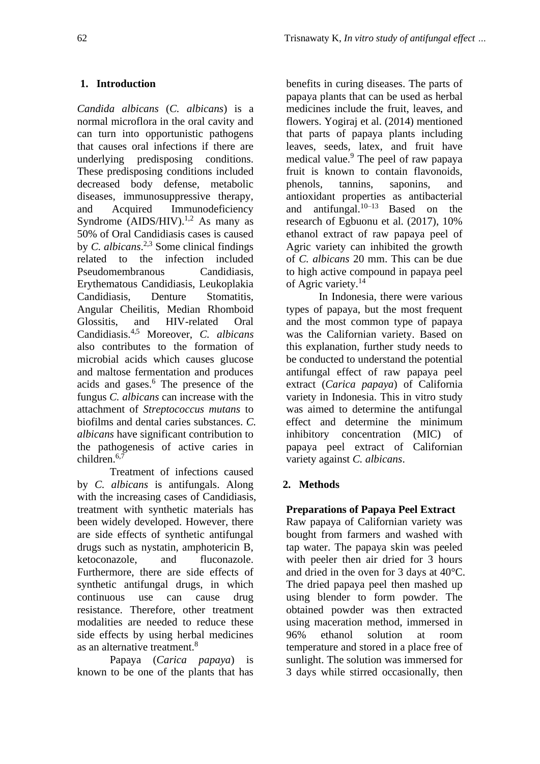## 1. Introduction

*Candida albicans* (*C. albicans*) is a normal microflora in the oral cavity and can turn into opportunistic pathogens that causes oral infections if there are underlying predisposing conditions. These predisposing conditions included decreased body defense, metabolic diseases, immunosuppressive therapy, and Acquired Immunodeficiency Syndrome (AIDS/HIV).[1,2] As many as 50% of Oral Candidiasis cases is caused by *C. albicans*.[2,3] Some clinical findings related to the infection included Pseudomembranous Candidiasis, Erythematous Candidiasis, Leukoplakia Candidiasis, Denture Stomatitis, Angular Cheilitis, Median Rhomboid Glossitis, and HIV-related Oral Candidiasis.[4,5] Moreover, *C. albicans* also contributes to the formation of microbial acids which causes glucose and maltose fermentation and produces acids and gases.[6] The presence of the fungus *C. albicans* can increase with the attachment of *Streptococcus mutans* to biofilms and dental caries substances. *C. albicans* have significant contribution to the pathogenesis of active caries in children.[6,7]

Treatment of infections caused by *C. albicans* is antifungals. Along with the increasing cases of Candidiasis, treatment with synthetic materials has been widely developed. However, there are side effects of synthetic antifungal drugs such as nystatin, amphotericin B, ketoconazole, and fluconazole. Furthermore, there are side effects of synthetic antifungal drugs, in which continuous use can cause drug resistance. Therefore, other treatment modalities are needed to reduce these side effects by using herbal medicines as an alternative treatment.[8]

Papaya (*Carica papaya*) is known to be one of the plants that has benefits in curing diseases. The parts of papaya plants that can be used as herbal medicines include the fruit, leaves, and flowers. Yogiraj et al. (2014) mentioned that parts of papaya plants including leaves, seeds, latex, and fruit have medical value.[9] The peel of raw papaya fruit is known to contain flavonoids, phenols, tannins, saponins, and antioxidant properties as antibacterial and antifungal.[10–13] Based on the research of Egbuonu et al. (2017), 10% ethanol extract of raw papaya peel of Agric variety can inhibited the growth of *C. albicans* 20 mm. This can be due to high active compound in papaya peel of Agric variety.[14]

In Indonesia, there were various types of papaya, but the most frequent and the most common type of papaya was the Californian variety. Based on this explanation, further study needs to be conducted to understand the potential antifungal effect of raw papaya peel extract (*Carica papaya*) of California variety in Indonesia. This in vitro study was aimed to determine the antifungal effect and determine the minimum inhibitory concentration (MIC) of papaya peel extract of Californian variety against *C. albicans*.

## 2. Methods

**Preparations of Papaya Peel Extract**

Raw papaya of Californian variety was bought from farmers and washed with tap water. The papaya skin was peeled with peeler then air dried for 3 hours and dried in the oven for 3 days at 40°C. The dried papaya peel then mashed up using blender to form powder. The obtained powder was then extracted using maceration method, immersed in 96% ethanol solution at room temperature and stored in a place free of sunlight. The solution was immersed for 3 days while stirred occasionally, then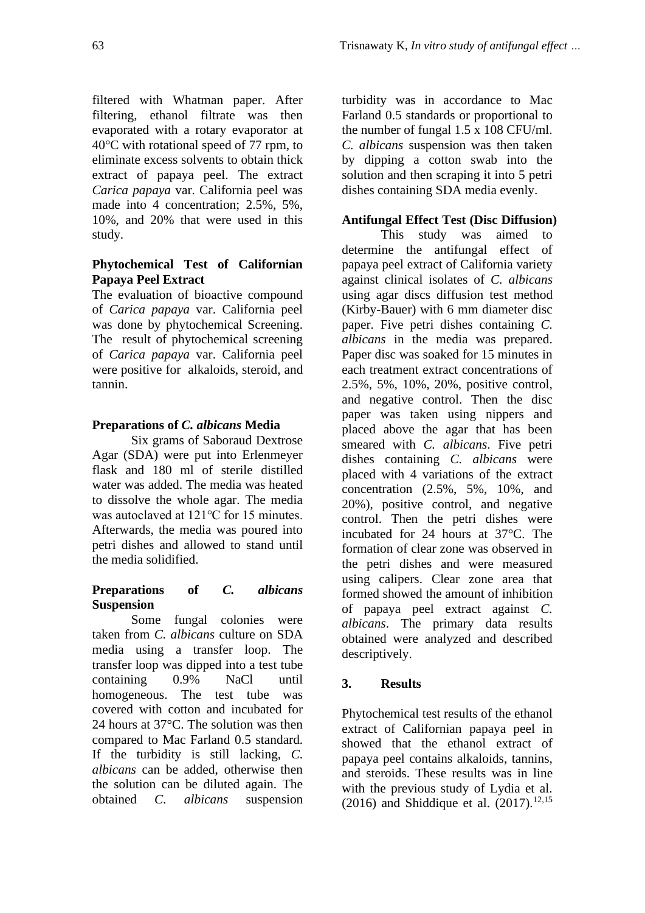filtered with Whatman paper. After filtering, ethanol filtrate was then evaporated with a rotary evaporator at 40°C with rotational speed of 77 rpm, to eliminate excess solvents to obtain thick extract of papaya peel. The extract *Carica papaya* var. California peel was made into 4 concentration; 2.5%, 5%, 10%, and 20% that were used in this study.

**Phytochemical Test of Californian Papaya Peel Extract**

The evaluation of bioactive compound of *Carica papaya* var. California peel was done by phytochemical Screening. The result of phytochemical screening of *Carica papaya* var. California peel were positive for alkaloids, steroid, and tannin.

**Preparations of *C. albicans* Media**

Six grams of Saboraud Dextrose Agar (SDA) were put into Erlenmeyer flask and 180 ml of sterile distilled water was added. The media was heated to dissolve the whole agar. The media was autoclaved at 121°C for 15 minutes. Afterwards, the media was poured into petri dishes and allowed to stand until the media solidified.

**Preparations of *C. albicans* Suspension**

Some fungal colonies were taken from *C. albicans* culture on SDA media using a transfer loop. The transfer loop was dipped into a test tube containing 0.9% NaCl until homogeneous. The test tube was covered with cotton and incubated for 24 hours at 37°C. The solution was then compared to Mac Farland 0.5 standard. If the turbidity is still lacking, *C. albicans* can be added, otherwise then the solution can be diluted again. The obtained *C. albicans* suspension turbidity was in accordance to Mac Farland 0.5 standards or proportional to the number of fungal 1.5 x 108 CFU/ml. *C. albicans* suspension was then taken by dipping a cotton swab into the solution and then scraping it into 5 petri dishes containing SDA media evenly.

**Antifungal Effect Test (Disc Diffusion)**

This study was aimed to determine the antifungal effect of papaya peel extract of California variety against clinical isolates of *C. albicans* using agar discs diffusion test method (Kirby-Bauer) with 6 mm diameter disc paper. Five petri dishes containing *C. albicans* in the media was prepared. Paper disc was soaked for 15 minutes in each treatment extract concentrations of 2.5%, 5%, 10%, 20%, positive control, and negative control. Then the disc paper was taken using nippers and placed above the agar that has been smeared with *C. albicans*. Five petri dishes containing *C. albicans* were placed with 4 variations of the extract concentration (2.5%, 5%, 10%, and 20%), positive control, and negative control. Then the petri dishes were incubated for 24 hours at 37°C. The formation of clear zone was observed in the petri dishes and were measured using calipers. Clear zone area that formed showed the amount of inhibition of papaya peel extract against *C. albicans*. The primary data results obtained were analyzed and described descriptively.

## 3. Results

Phytochemical test results of the ethanol extract of Californian papaya peel in showed that the ethanol extract of papaya peel contains alkaloids, tannins, and steroids. These results was in line with the previous study of Lydia et al. (2016) and Shiddique et al. (2017).[12,15]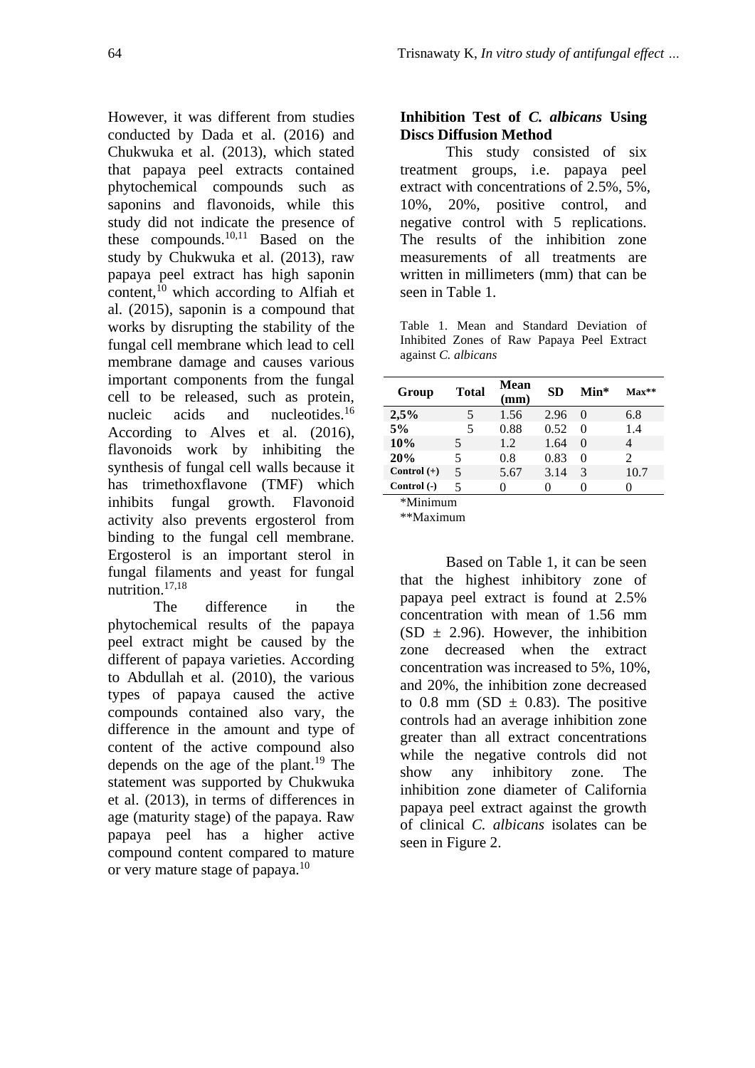However, it was different from studies conducted by Dada et al. (2016) and Chukwuka et al. (2013), which stated that papaya peel extracts contained phytochemical compounds such as saponins and flavonoids, while this study did not indicate the presence of these compounds.[10,11] Based on the study by Chukwuka et al. (2013), raw papaya peel extract has high saponin content,[10] which according to Alfiah et al. (2015), saponin is a compound that works by disrupting the stability of the fungal cell membrane which lead to cell membrane damage and causes various important components from the fungal cell to be released, such as protein, nucleic acids and nucleotides.[16] According to Alves et al. (2016), flavonoids work by inhibiting the synthesis of fungal cell walls because it has trimethoxflavone (TMF) which inhibits fungal growth. Flavonoid activity also prevents ergosterol from binding to the fungal cell membrane. Ergosterol is an important sterol in fungal filaments and yeast for fungal nutrition.[17,18]

The difference in the phytochemical results of the papaya peel extract might be caused by the different of papaya varieties. According to Abdullah et al. (2010), the various types of papaya caused the active compounds contained also vary, the difference in the amount and type of content of the active compound also depends on the age of the plant.[19] The statement was supported by Chukwuka et al. (2013), in terms of differences in age (maturity stage) of the papaya. Raw papaya peel has a higher active compound content compared to mature or very mature stage of papaya.[10]

**Inhibition Test of *C. albicans* Using Discs Diffusion Method**

This study consisted of six treatment groups, i.e. papaya peel extract with concentrations of 2.5%, 5%, 10%, 20%, positive control, and negative control with 5 replications. The results of the inhibition zone measurements of all treatments are written in millimeters (mm) that can be seen in Table 1.

Table 1. Mean and Standard Deviation of Inhibited Zones of Raw Papaya Peel Extract against *C. albicans*

| Group | Total | Mean (mm) | SD | Min* | Max** |
|---|---|---|---|---|---|
| **2,5%** | 5 | 1.56 | 2.96 | 0 | 6.8 |
| **5%** | 5 | 0.88 | 0.52 | 0 | 1.4 |
| **10%** | 5 | 1.2 | 1.64 | 0 | 4 |
| **20%** | 5 | 0.8 | 0.83 | 0 | 2 |
| **Control (+)** | 5 | 5.67 | 3.14 | 3 | 10.7 |
| **Control (-)** | 5 | 0 | 0 | 0 | 0 |

*Minimum

**Maximum

Based on Table 1, it can be seen that the highest inhibitory zone of papaya peel extract is found at 2.5% concentration with mean of 1.56 mm (SD ± 2.96). However, the inhibition zone decreased when the extract concentration was increased to 5%, 10%, and 20%, the inhibition zone decreased to 0.8 mm (SD ± 0.83). The positive controls had an average inhibition zone greater than all extract concentrations while the negative controls did not show any inhibitory zone. The inhibition zone diameter of California papaya peel extract against the growth of clinical *C. albicans* isolates can be seen in Figure 2.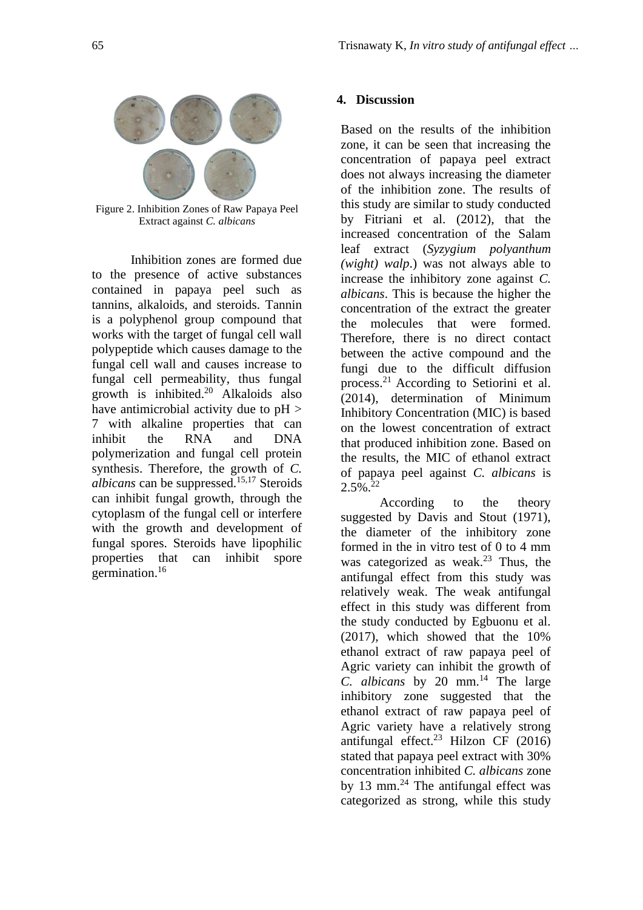Figure 2. Inhibition Zones of Raw Papaya Peel Extract against *C. albicans*

Inhibition zones are formed due to the presence of active substances contained in papaya peel such as tannins, alkaloids, and steroids. Tannin is a polyphenol group compound that works with the target of fungal cell wall polypeptide which causes damage to the fungal cell wall and causes increase to fungal cell permeability, thus fungal growth is inhibited.[20] Alkaloids also have antimicrobial activity due to pH > 7 with alkaline properties that can inhibit the RNA and DNA polymerization and fungal cell protein synthesis. Therefore, the growth of *C. albicans* can be suppressed.[15,17] Steroids can inhibit fungal growth, through the cytoplasm of the fungal cell or interfere with the growth and development of fungal spores. Steroids have lipophilic properties that can inhibit spore germination.[16]

## 4. Discussion

Based on the results of the inhibition zone, it can be seen that increasing the concentration of papaya peel extract does not always increasing the diameter of the inhibition zone. The results of this study are similar to study conducted by Fitriani et al. (2012), that the increased concentration of the Salam leaf extract (*Syzygium polyanthum (wight) walp*.) was not always able to increase the inhibitory zone against *C. albicans*. This is because the higher the concentration of the extract the greater the molecules that were formed. Therefore, there is no direct contact between the active compound and the fungi due to the difficult diffusion process.[21] According to Setiorini et al. (2014), determination of Minimum Inhibitory Concentration (MIC) is based on the lowest concentration of extract that produced inhibition zone. Based on the results, the MIC of ethanol extract of papaya peel against *C. albicans* is 2.5%.[22]

According to the theory suggested by Davis and Stout (1971), the diameter of the inhibitory zone formed in the in vitro test of 0 to 4 mm was categorized as weak.[23] Thus, the antifungal effect from this study was relatively weak. The weak antifungal effect in this study was different from the study conducted by Egbuonu et al. (2017), which showed that the 10% ethanol extract of raw papaya peel of Agric variety can inhibit the growth of *C. albicans* by 20 mm.[14] The large inhibitory zone suggested that the ethanol extract of raw papaya peel of Agric variety have a relatively strong antifungal effect.[23] Hilzon CF (2016) stated that papaya peel extract with 30% concentration inhibited *C. albicans* zone by 13 mm.[24] The antifungal effect was categorized as strong, while this study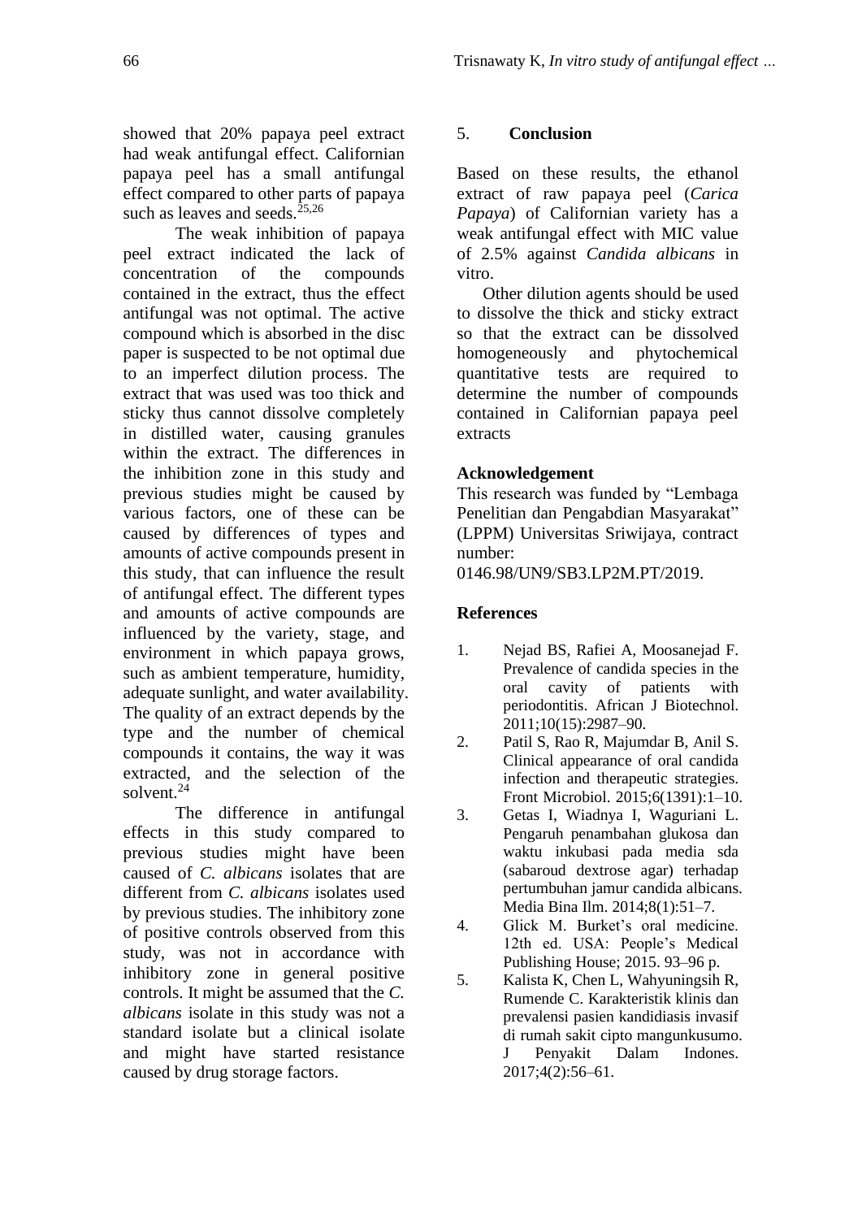showed that 20% papaya peel extract had weak antifungal effect. Californian papaya peel has a small antifungal effect compared to other parts of papaya such as leaves and seeds.[25,26]

The weak inhibition of papaya peel extract indicated the lack of concentration of the compounds contained in the extract, thus the effect antifungal was not optimal. The active compound which is absorbed in the disc paper is suspected to be not optimal due to an imperfect dilution process. The extract that was used was too thick and sticky thus cannot dissolve completely in distilled water, causing granules within the extract. The differences in the inhibition zone in this study and previous studies might be caused by various factors, one of these can be caused by differences of types and amounts of active compounds present in this study, that can influence the result of antifungal effect. The different types and amounts of active compounds are influenced by the variety, stage, and environment in which papaya grows, such as ambient temperature, humidity, adequate sunlight, and water availability. The quality of an extract depends by the type and the number of chemical compounds it contains, the way it was extracted, and the selection of the solvent.[24]

The difference in antifungal effects in this study compared to previous studies might have been caused of *C. albicans* isolates that are different from *C. albicans* isolates used by previous studies. The inhibitory zone of positive controls observed from this study, was not in accordance with inhibitory zone in general positive controls. It might be assumed that the *C. albicans* isolate in this study was not a standard isolate but a clinical isolate and might have started resistance caused by drug storage factors.

## 5. Conclusion

Based on these results, the ethanol extract of raw papaya peel (*Carica Papaya*) of Californian variety has a weak antifungal effect with MIC value of 2.5% against *Candida albicans* in vitro.

Other dilution agents should be used to dissolve the thick and sticky extract so that the extract can be dissolved homogeneously and phytochemical quantitative tests are required to determine the number of compounds contained in Californian papaya peel extracts

## Acknowledgement

This research was funded by "Lembaga Penelitian dan Pengabdian Masyarakat" (LPPM) Universitas Sriwijaya, contract number: 0146.98/UN9/SB3.LP2M.PT/2019.

## References

1. Nejad BS, Rafiei A, Moosanejad F. Prevalence of candida species in the oral cavity of patients with periodontitis. African J Biotechnol. 2011;10(15):2987–90.
2. Patil S, Rao R, Majumdar B, Anil S. Clinical appearance of oral candida infection and therapeutic strategies. Front Microbiol. 2015;6(1391):1–10.
3. Getas I, Wiadnya I, Waguriani L. Pengaruh penambahan glukosa dan waktu inkubasi pada media sda (sabaroud dextrose agar) terhadap pertumbuhan jamur candida albicans. Media Bina Ilm. 2014;8(1):51–7.
4. Glick M. Burket's oral medicine. 12th ed. USA: People's Medical Publishing House; 2015. 93–96 p.
5. Kalista K, Chen L, Wahyuningsih R, Rumende C. Karakteristik klinis dan prevalensi pasien kandidiasis invasif di rumah sakit cipto mangunkusumo. J Penyakit Dalam Indones. 2017;4(2):56–61.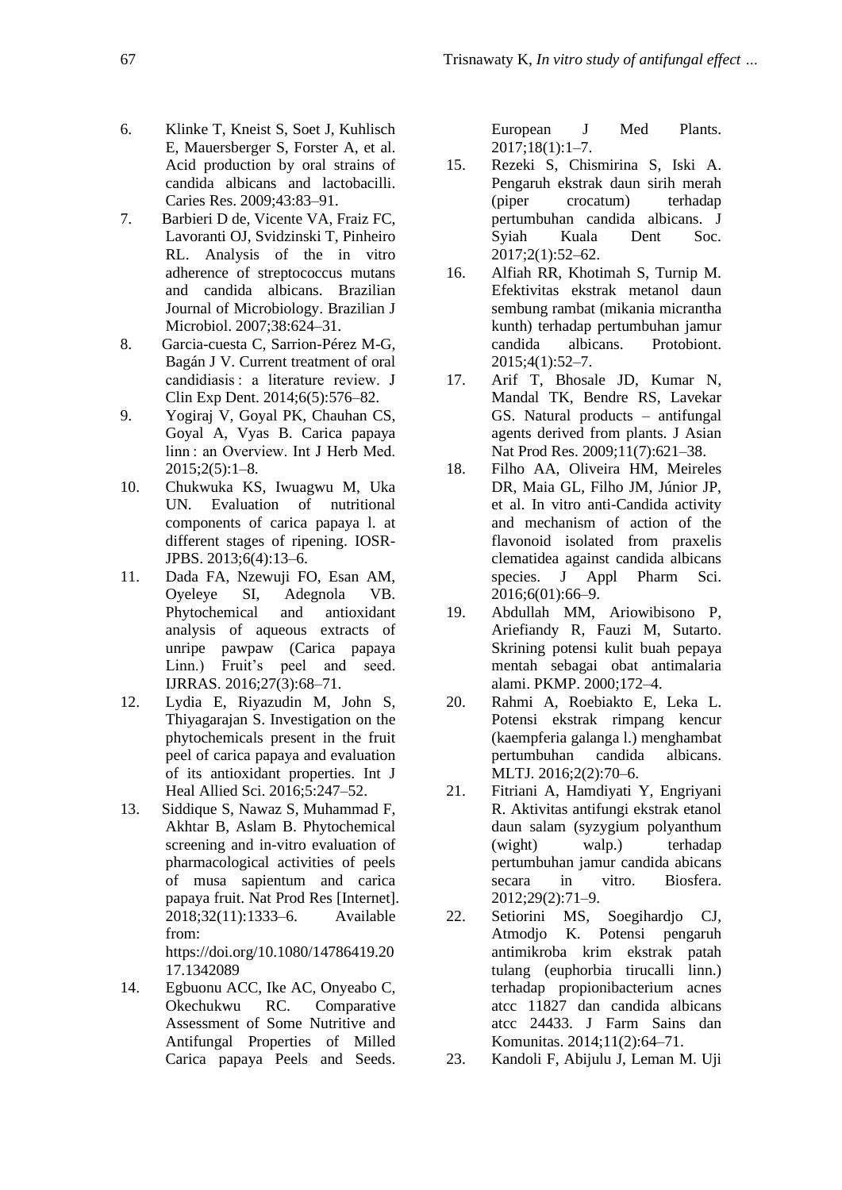6. Klinke T, Kneist S, Soet J, Kuhlisch E, Mauersberger S, Forster A, et al. Acid production by oral strains of candida albicans and lactobacilli. Caries Res. 2009;43:83–91.
7. Barbieri D de, Vicente VA, Fraiz FC, Lavoranti OJ, Svidzinski T, Pinheiro RL. Analysis of the in vitro adherence of streptococcus mutans and candida albicans. Brazilian Journal of Microbiology. Brazilian J Microbiol. 2007;38:624–31.
8. Garcia-cuesta C, Sarrion-Pérez M-G, Bagán J V. Current treatment of oral candidiasis : a literature review. J Clin Exp Dent. 2014;6(5):576–82.
9. Yogiraj V, Goyal PK, Chauhan CS, Goyal A, Vyas B. Carica papaya linn : an Overview. Int J Herb Med. 2015;2(5):1–8.
10. Chukwuka KS, Iwuagwu M, Uka UN. Evaluation of nutritional components of carica papaya l. at different stages of ripening. IOSR-JPBS. 2013;6(4):13–6.
11. Dada FA, Nzewuji FO, Esan AM, Oyeleye SI, Adegnola VB. Phytochemical and antioxidant analysis of aqueous extracts of unripe pawpaw (Carica papaya Linn.) Fruit's peel and seed. IJRRAS. 2016;27(3):68–71.
12. Lydia E, Riyazudin M, John S, Thiyagarajan S. Investigation on the phytochemicals present in the fruit peel of carica papaya and evaluation of its antioxidant properties. Int J Heal Allied Sci. 2016;5:247–52.
13. Siddique S, Nawaz S, Muhammad F, Akhtar B, Aslam B. Phytochemical screening and in-vitro evaluation of pharmacological activities of peels of musa sapientum and carica papaya fruit. Nat Prod Res [Internet]. 2018;32(11):1333–6. Available from: https://doi.org/10.1080/14786419.2017.1342089
14. Egbuonu ACC, Ike AC, Onyeabo C, Okechukwu RC. Comparative Assessment of Some Nutritive and Antifungal Properties of Milled Carica papaya Peels and Seeds. European J Med Plants. 2017;18(1):1–7.
15. Rezeki S, Chismirina S, Iski A. Pengaruh ekstrak daun sirih merah (piper crocatum) terhadap pertumbuhan candida albicans. J Syiah Kuala Dent Soc. 2017;2(1):52–62.
16. Alfiah RR, Khotimah S, Turnip M. Efektivitas ekstrak metanol daun sembung rambat (mikania micrantha kunth) terhadap pertumbuhan jamur candida albicans. Protobiont. 2015;4(1):52–7.
17. Arif T, Bhosale JD, Kumar N, Mandal TK, Bendre RS, Lavekar GS. Natural products – antifungal agents derived from plants. J Asian Nat Prod Res. 2009;11(7):621–38.
18. Filho AA, Oliveira HM, Meireles DR, Maia GL, Filho JM, Júnior JP, et al. In vitro anti-Candida activity and mechanism of action of the flavonoid isolated from praxelis clematidea against candida albicans species. J Appl Pharm Sci. 2016;6(01):66–9.
19. Abdullah MM, Ariowibisono P, Ariefiandy R, Fauzi M, Sutarto. Skrining potensi kulit buah pepaya mentah sebagai obat antimalaria alami. PKMP. 2000;172–4.
20. Rahmi A, Roebiakto E, Leka L. Potensi ekstrak rimpang kencur (kaempferia galanga l.) menghambat pertumbuhan candida albicans. MLTJ. 2016;2(2):70–6.
21. Fitriani A, Hamdiyati Y, Engriyani R. Aktivitas antifungi ekstrak etanol daun salam (syzygium polyanthum (wight) walp.) terhadap pertumbuhan jamur candida abicans secara in vitro. Biosfera. 2012;29(2):71–9.
22. Setiorini MS, Soegihardjo CJ, Atmodjo K. Potensi pengaruh antimikroba krim ekstrak patah tulang (euphorbia tirucalli linn.) terhadap propionibacterium acnes atcc 11827 dan candida albicans atcc 24433. J Farm Sains dan Komunitas. 2014;11(2):64–71.
23. Kandoli F, Abijulu J, Leman M. Uji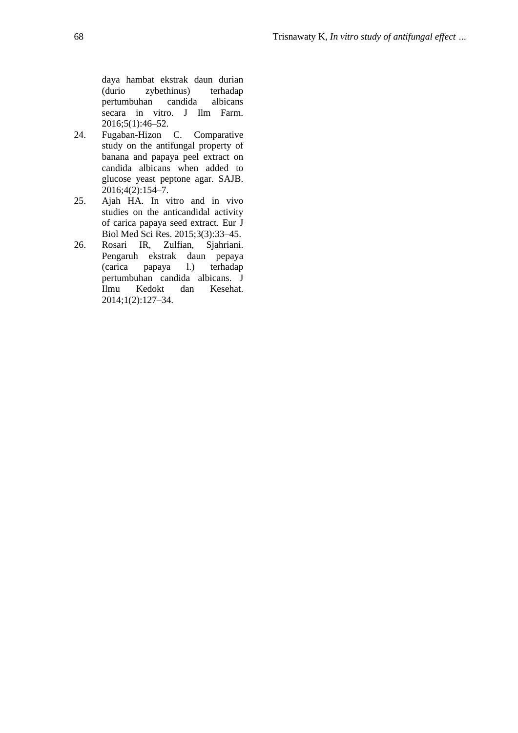daya hambat ekstrak daun durian (durio zybethinus) terhadap pertumbuhan candida albicans secara in vitro. J Ilm Farm. 2016;5(1):46–52.

24. Fugaban-Hizon C. Comparative study on the antifungal property of banana and papaya peel extract on candida albicans when added to glucose yeast peptone agar. SAJB. 2016;4(2):154–7.
25. Ajah HA. In vitro and in vivo studies on the anticandidal activity of carica papaya seed extract. Eur J Biol Med Sci Res. 2015;3(3):33–45.
26. Rosari IR, Zulfian, Sjahriani. Pengaruh ekstrak daun pepaya (carica papaya l.) terhadap pertumbuhan candida albicans. J Ilmu Kedokt dan Kesehat. 2014;1(2):127–34.